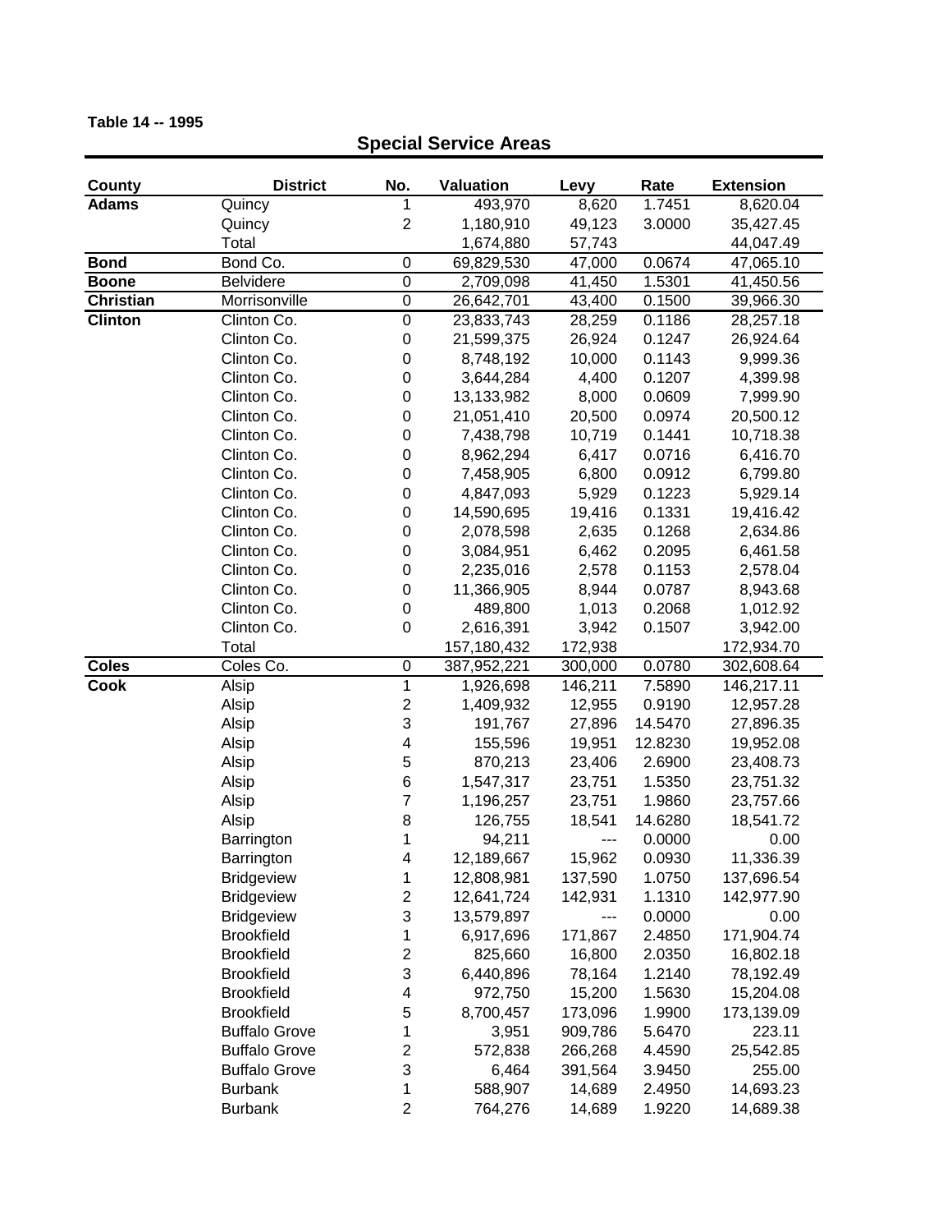**Table 14 -- 1995**

## Special Service Areas

| County | District | No. | Valuation | Levy | Rate | Extension |
|---|---|---|---|---|---|---|
| **Adams** | Quincy | 1 | 493,970 | 8,620 | 1.7451 | 8,620.04 |
| | Quincy | 2 | 1,180,910 | 49,123 | 3.0000 | 35,427.45 |
| | Total | | 1,674,880 | 57,743 | | 44,047.49 |
| **Bond** | Bond Co. | 0 | 69,829,530 | 47,000 | 0.0674 | 47,065.10 |
| **Boone** | Belvidere | 0 | 2,709,098 | 41,450 | 1.5301 | 41,450.56 |
| **Christian** | Morrisonville | 0 | 26,642,701 | 43,400 | 0.1500 | 39,966.30 |
| **Clinton** | Clinton Co. | 0 | 23,833,743 | 28,259 | 0.1186 | 28,257.18 |
| | Clinton Co. | 0 | 21,599,375 | 26,924 | 0.1247 | 26,924.64 |
| | Clinton Co. | 0 | 8,748,192 | 10,000 | 0.1143 | 9,999.36 |
| | Clinton Co. | 0 | 3,644,284 | 4,400 | 0.1207 | 4,399.98 |
| | Clinton Co. | 0 | 13,133,982 | 8,000 | 0.0609 | 7,999.90 |
| | Clinton Co. | 0 | 21,051,410 | 20,500 | 0.0974 | 20,500.12 |
| | Clinton Co. | 0 | 7,438,798 | 10,719 | 0.1441 | 10,718.38 |
| | Clinton Co. | 0 | 8,962,294 | 6,417 | 0.0716 | 6,416.70 |
| | Clinton Co. | 0 | 7,458,905 | 6,800 | 0.0912 | 6,799.80 |
| | Clinton Co. | 0 | 4,847,093 | 5,929 | 0.1223 | 5,929.14 |
| | Clinton Co. | 0 | 14,590,695 | 19,416 | 0.1331 | 19,416.42 |
| | Clinton Co. | 0 | 2,078,598 | 2,635 | 0.1268 | 2,634.86 |
| | Clinton Co. | 0 | 3,084,951 | 6,462 | 0.2095 | 6,461.58 |
| | Clinton Co. | 0 | 2,235,016 | 2,578 | 0.1153 | 2,578.04 |
| | Clinton Co. | 0 | 11,366,905 | 8,944 | 0.0787 | 8,943.68 |
| | Clinton Co. | 0 | 489,800 | 1,013 | 0.2068 | 1,012.92 |
| | Clinton Co. | 0 | 2,616,391 | 3,942 | 0.1507 | 3,942.00 |
| | Total | | 157,180,432 | 172,938 | | 172,934.70 |
| **Coles** | Coles Co. | 0 | 387,952,221 | 300,000 | 0.0780 | 302,608.64 |
| **Cook** | Alsip | 1 | 1,926,698 | 146,211 | 7.5890 | 146,217.11 |
| | Alsip | 2 | 1,409,932 | 12,955 | 0.9190 | 12,957.28 |
| | Alsip | 3 | 191,767 | 27,896 | 14.5470 | 27,896.35 |
| | Alsip | 4 | 155,596 | 19,951 | 12.8230 | 19,952.08 |
| | Alsip | 5 | 870,213 | 23,406 | 2.6900 | 23,408.73 |
| | Alsip | 6 | 1,547,317 | 23,751 | 1.5350 | 23,751.32 |
| | Alsip | 7 | 1,196,257 | 23,751 | 1.9860 | 23,757.66 |
| | Alsip | 8 | 126,755 | 18,541 | 14.6280 | 18,541.72 |
| | Barrington | 1 | 94,211 | --- | 0.0000 | 0.00 |
| | Barrington | 4 | 12,189,667 | 15,962 | 0.0930 | 11,336.39 |
| | Bridgeview | 1 | 12,808,981 | 137,590 | 1.0750 | 137,696.54 |
| | Bridgeview | 2 | 12,641,724 | 142,931 | 1.1310 | 142,977.90 |
| | Bridgeview | 3 | 13,579,897 | --- | 0.0000 | 0.00 |
| | Brookfield | 1 | 6,917,696 | 171,867 | 2.4850 | 171,904.74 |
| | Brookfield | 2 | 825,660 | 16,800 | 2.0350 | 16,802.18 |
| | Brookfield | 3 | 6,440,896 | 78,164 | 1.2140 | 78,192.49 |
| | Brookfield | 4 | 972,750 | 15,200 | 1.5630 | 15,204.08 |
| | Brookfield | 5 | 8,700,457 | 173,096 | 1.9900 | 173,139.09 |
| | Buffalo Grove | 1 | 3,951 | 909,786 | 5.6470 | 223.11 |
| | Buffalo Grove | 2 | 572,838 | 266,268 | 4.4590 | 25,542.85 |
| | Buffalo Grove | 3 | 6,464 | 391,564 | 3.9450 | 255.00 |
| | Burbank | 1 | 588,907 | 14,689 | 2.4950 | 14,693.23 |
| | Burbank | 2 | 764,276 | 14,689 | 1.9220 | 14,689.38 |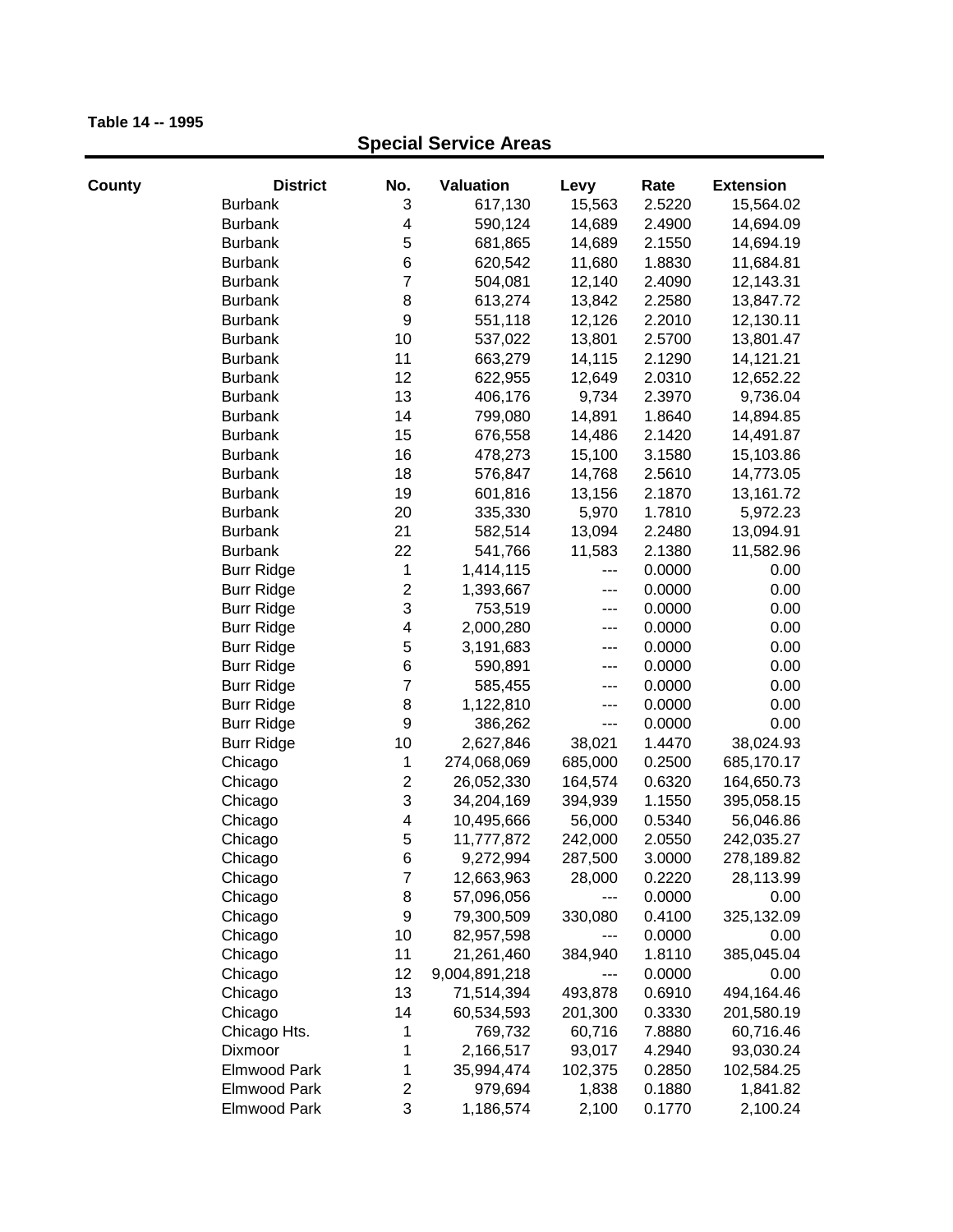**Table 14 -- 1995**

## Special Service Areas

| County | District | No. | Valuation | Levy | Rate | Extension |
|---|---|---|---|---|---|---|
| | Burbank | 3 | 617,130 | 15,563 | 2.5220 | 15,564.02 |
| | Burbank | 4 | 590,124 | 14,689 | 2.4900 | 14,694.09 |
| | Burbank | 5 | 681,865 | 14,689 | 2.1550 | 14,694.19 |
| | Burbank | 6 | 620,542 | 11,680 | 1.8830 | 11,684.81 |
| | Burbank | 7 | 504,081 | 12,140 | 2.4090 | 12,143.31 |
| | Burbank | 8 | 613,274 | 13,842 | 2.2580 | 13,847.72 |
| | Burbank | 9 | 551,118 | 12,126 | 2.2010 | 12,130.11 |
| | Burbank | 10 | 537,022 | 13,801 | 2.5700 | 13,801.47 |
| | Burbank | 11 | 663,279 | 14,115 | 2.1290 | 14,121.21 |
| | Burbank | 12 | 622,955 | 12,649 | 2.0310 | 12,652.22 |
| | Burbank | 13 | 406,176 | 9,734 | 2.3970 | 9,736.04 |
| | Burbank | 14 | 799,080 | 14,891 | 1.8640 | 14,894.85 |
| | Burbank | 15 | 676,558 | 14,486 | 2.1420 | 14,491.87 |
| | Burbank | 16 | 478,273 | 15,100 | 3.1580 | 15,103.86 |
| | Burbank | 18 | 576,847 | 14,768 | 2.5610 | 14,773.05 |
| | Burbank | 19 | 601,816 | 13,156 | 2.1870 | 13,161.72 |
| | Burbank | 20 | 335,330 | 5,970 | 1.7810 | 5,972.23 |
| | Burbank | 21 | 582,514 | 13,094 | 2.2480 | 13,094.91 |
| | Burbank | 22 | 541,766 | 11,583 | 2.1380 | 11,582.96 |
| | Burr Ridge | 1 | 1,414,115 | --- | 0.0000 | 0.00 |
| | Burr Ridge | 2 | 1,393,667 | --- | 0.0000 | 0.00 |
| | Burr Ridge | 3 | 753,519 | --- | 0.0000 | 0.00 |
| | Burr Ridge | 4 | 2,000,280 | --- | 0.0000 | 0.00 |
| | Burr Ridge | 5 | 3,191,683 | --- | 0.0000 | 0.00 |
| | Burr Ridge | 6 | 590,891 | --- | 0.0000 | 0.00 |
| | Burr Ridge | 7 | 585,455 | --- | 0.0000 | 0.00 |
| | Burr Ridge | 8 | 1,122,810 | --- | 0.0000 | 0.00 |
| | Burr Ridge | 9 | 386,262 | --- | 0.0000 | 0.00 |
| | Burr Ridge | 10 | 2,627,846 | 38,021 | 1.4470 | 38,024.93 |
| | Chicago | 1 | 274,068,069 | 685,000 | 0.2500 | 685,170.17 |
| | Chicago | 2 | 26,052,330 | 164,574 | 0.6320 | 164,650.73 |
| | Chicago | 3 | 34,204,169 | 394,939 | 1.1550 | 395,058.15 |
| | Chicago | 4 | 10,495,666 | 56,000 | 0.5340 | 56,046.86 |
| | Chicago | 5 | 11,777,872 | 242,000 | 2.0550 | 242,035.27 |
| | Chicago | 6 | 9,272,994 | 287,500 | 3.0000 | 278,189.82 |
| | Chicago | 7 | 12,663,963 | 28,000 | 0.2220 | 28,113.99 |
| | Chicago | 8 | 57,096,056 | --- | 0.0000 | 0.00 |
| | Chicago | 9 | 79,300,509 | 330,080 | 0.4100 | 325,132.09 |
| | Chicago | 10 | 82,957,598 | --- | 0.0000 | 0.00 |
| | Chicago | 11 | 21,261,460 | 384,940 | 1.8110 | 385,045.04 |
| | Chicago | 12 | 9,004,891,218 | --- | 0.0000 | 0.00 |
| | Chicago | 13 | 71,514,394 | 493,878 | 0.6910 | 494,164.46 |
| | Chicago | 14 | 60,534,593 | 201,300 | 0.3330 | 201,580.19 |
| | Chicago Hts. | 1 | 769,732 | 60,716 | 7.8880 | 60,716.46 |
| | Dixmoor | 1 | 2,166,517 | 93,017 | 4.2940 | 93,030.24 |
| | Elmwood Park | 1 | 35,994,474 | 102,375 | 0.2850 | 102,584.25 |
| | Elmwood Park | 2 | 979,694 | 1,838 | 0.1880 | 1,841.82 |
| | Elmwood Park | 3 | 1,186,574 | 2,100 | 0.1770 | 2,100.24 |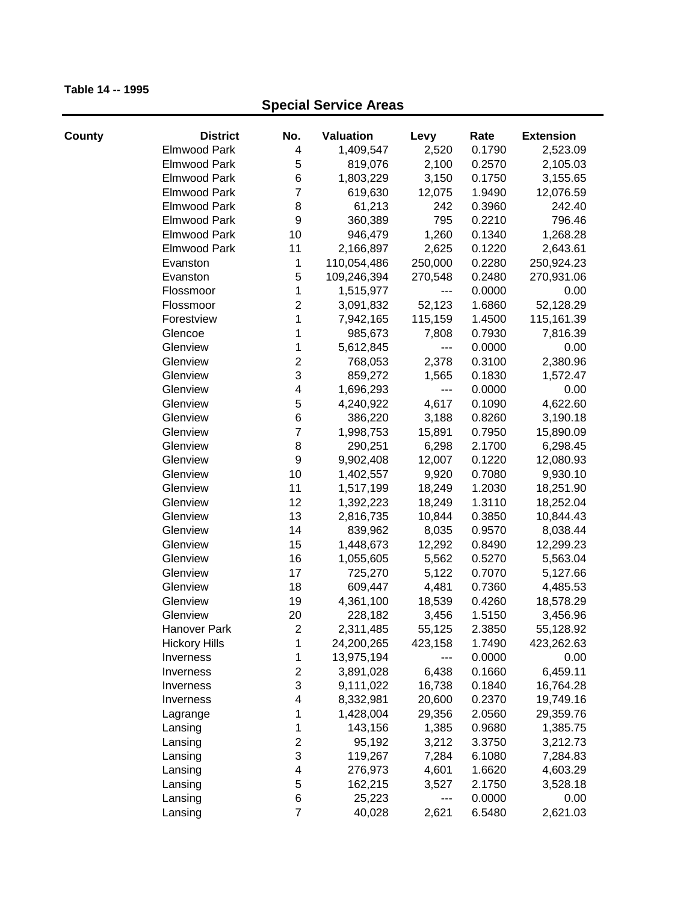**Table 14 -- 1995**

## Special Service Areas

| County | District | No. | Valuation | Levy | Rate | Extension |
|---|---|---|---|---|---|---|
| | Elmwood Park | 4 | 1,409,547 | 2,520 | 0.1790 | 2,523.09 |
| | Elmwood Park | 5 | 819,076 | 2,100 | 0.2570 | 2,105.03 |
| | Elmwood Park | 6 | 1,803,229 | 3,150 | 0.1750 | 3,155.65 |
| | Elmwood Park | 7 | 619,630 | 12,075 | 1.9490 | 12,076.59 |
| | Elmwood Park | 8 | 61,213 | 242 | 0.3960 | 242.40 |
| | Elmwood Park | 9 | 360,389 | 795 | 0.2210 | 796.46 |
| | Elmwood Park | 10 | 946,479 | 1,260 | 0.1340 | 1,268.28 |
| | Elmwood Park | 11 | 2,166,897 | 2,625 | 0.1220 | 2,643.61 |
| | Evanston | 1 | 110,054,486 | 250,000 | 0.2280 | 250,924.23 |
| | Evanston | 5 | 109,246,394 | 270,548 | 0.2480 | 270,931.06 |
| | Flossmoor | 1 | 1,515,977 | --- | 0.0000 | 0.00 |
| | Flossmoor | 2 | 3,091,832 | 52,123 | 1.6860 | 52,128.29 |
| | Forestview | 1 | 7,942,165 | 115,159 | 1.4500 | 115,161.39 |
| | Glencoe | 1 | 985,673 | 7,808 | 0.7930 | 7,816.39 |
| | Glenview | 1 | 5,612,845 | --- | 0.0000 | 0.00 |
| | Glenview | 2 | 768,053 | 2,378 | 0.3100 | 2,380.96 |
| | Glenview | 3 | 859,272 | 1,565 | 0.1830 | 1,572.47 |
| | Glenview | 4 | 1,696,293 | --- | 0.0000 | 0.00 |
| | Glenview | 5 | 4,240,922 | 4,617 | 0.1090 | 4,622.60 |
| | Glenview | 6 | 386,220 | 3,188 | 0.8260 | 3,190.18 |
| | Glenview | 7 | 1,998,753 | 15,891 | 0.7950 | 15,890.09 |
| | Glenview | 8 | 290,251 | 6,298 | 2.1700 | 6,298.45 |
| | Glenview | 9 | 9,902,408 | 12,007 | 0.1220 | 12,080.93 |
| | Glenview | 10 | 1,402,557 | 9,920 | 0.7080 | 9,930.10 |
| | Glenview | 11 | 1,517,199 | 18,249 | 1.2030 | 18,251.90 |
| | Glenview | 12 | 1,392,223 | 18,249 | 1.3110 | 18,252.04 |
| | Glenview | 13 | 2,816,735 | 10,844 | 0.3850 | 10,844.43 |
| | Glenview | 14 | 839,962 | 8,035 | 0.9570 | 8,038.44 |
| | Glenview | 15 | 1,448,673 | 12,292 | 0.8490 | 12,299.23 |
| | Glenview | 16 | 1,055,605 | 5,562 | 0.5270 | 5,563.04 |
| | Glenview | 17 | 725,270 | 5,122 | 0.7070 | 5,127.66 |
| | Glenview | 18 | 609,447 | 4,481 | 0.7360 | 4,485.53 |
| | Glenview | 19 | 4,361,100 | 18,539 | 0.4260 | 18,578.29 |
| | Glenview | 20 | 228,182 | 3,456 | 1.5150 | 3,456.96 |
| | Hanover Park | 2 | 2,311,485 | 55,125 | 2.3850 | 55,128.92 |
| | Hickory Hills | 1 | 24,200,265 | 423,158 | 1.7490 | 423,262.63 |
| | Inverness | 1 | 13,975,194 | --- | 0.0000 | 0.00 |
| | Inverness | 2 | 3,891,028 | 6,438 | 0.1660 | 6,459.11 |
| | Inverness | 3 | 9,111,022 | 16,738 | 0.1840 | 16,764.28 |
| | Inverness | 4 | 8,332,981 | 20,600 | 0.2370 | 19,749.16 |
| | Lagrange | 1 | 1,428,004 | 29,356 | 2.0560 | 29,359.76 |
| | Lansing | 1 | 143,156 | 1,385 | 0.9680 | 1,385.75 |
| | Lansing | 2 | 95,192 | 3,212 | 3.3750 | 3,212.73 |
| | Lansing | 3 | 119,267 | 7,284 | 6.1080 | 7,284.83 |
| | Lansing | 4 | 276,973 | 4,601 | 1.6620 | 4,603.29 |
| | Lansing | 5 | 162,215 | 3,527 | 2.1750 | 3,528.18 |
| | Lansing | 6 | 25,223 | --- | 0.0000 | 0.00 |
| | Lansing | 7 | 40,028 | 2,621 | 6.5480 | 2,621.03 |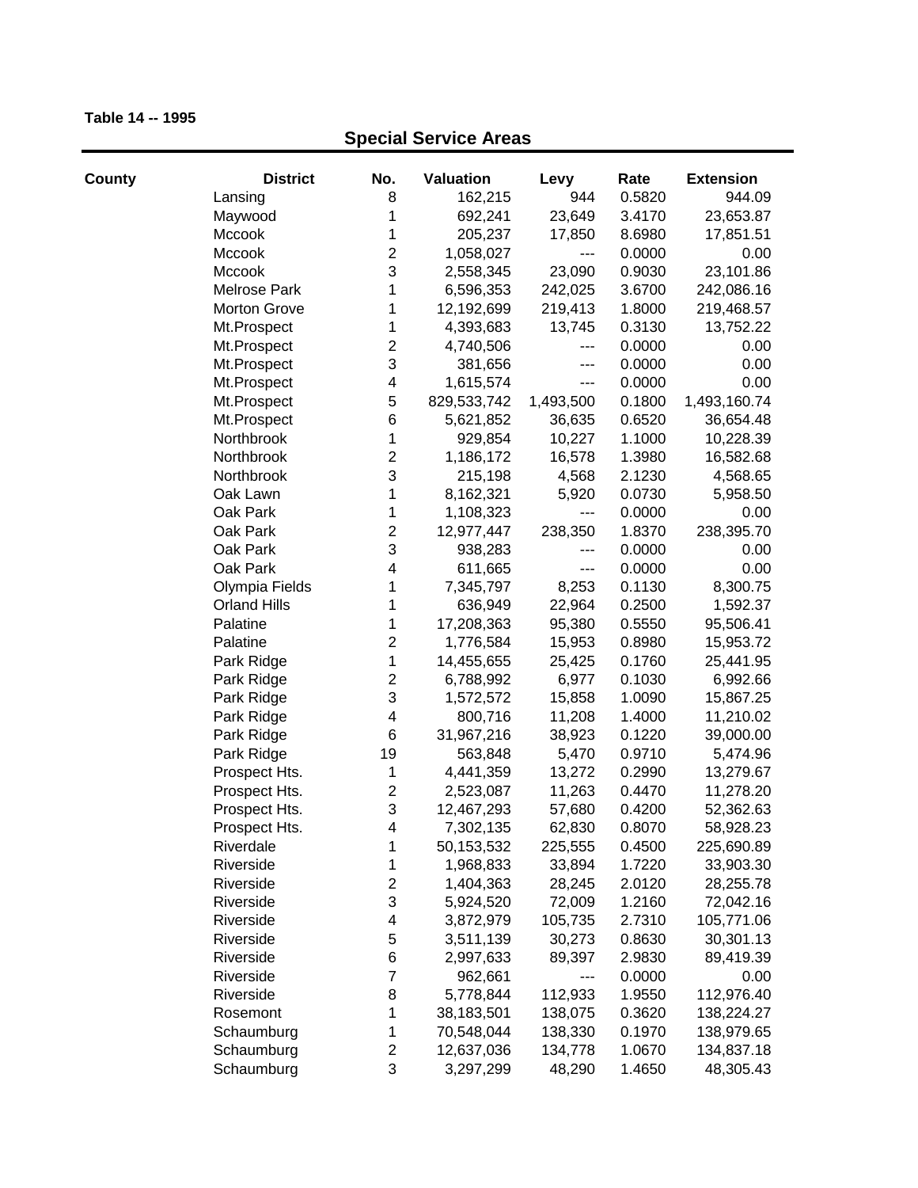**Table 14 -- 1995**

## Special Service Areas

| County | District | No. | Valuation | Levy | Rate | Extension |
|---|---|---|---|---|---|---|
| | Lansing | 8 | 162,215 | 944 | 0.5820 | 944.09 |
| | Maywood | 1 | 692,241 | 23,649 | 3.4170 | 23,653.87 |
| | Mccook | 1 | 205,237 | 17,850 | 8.6980 | 17,851.51 |
| | Mccook | 2 | 1,058,027 | --- | 0.0000 | 0.00 |
| | Mccook | 3 | 2,558,345 | 23,090 | 0.9030 | 23,101.86 |
| | Melrose Park | 1 | 6,596,353 | 242,025 | 3.6700 | 242,086.16 |
| | Morton Grove | 1 | 12,192,699 | 219,413 | 1.8000 | 219,468.57 |
| | Mt.Prospect | 1 | 4,393,683 | 13,745 | 0.3130 | 13,752.22 |
| | Mt.Prospect | 2 | 4,740,506 | --- | 0.0000 | 0.00 |
| | Mt.Prospect | 3 | 381,656 | --- | 0.0000 | 0.00 |
| | Mt.Prospect | 4 | 1,615,574 | --- | 0.0000 | 0.00 |
| | Mt.Prospect | 5 | 829,533,742 | 1,493,500 | 0.1800 | 1,493,160.74 |
| | Mt.Prospect | 6 | 5,621,852 | 36,635 | 0.6520 | 36,654.48 |
| | Northbrook | 1 | 929,854 | 10,227 | 1.1000 | 10,228.39 |
| | Northbrook | 2 | 1,186,172 | 16,578 | 1.3980 | 16,582.68 |
| | Northbrook | 3 | 215,198 | 4,568 | 2.1230 | 4,568.65 |
| | Oak Lawn | 1 | 8,162,321 | 5,920 | 0.0730 | 5,958.50 |
| | Oak Park | 1 | 1,108,323 | --- | 0.0000 | 0.00 |
| | Oak Park | 2 | 12,977,447 | 238,350 | 1.8370 | 238,395.70 |
| | Oak Park | 3 | 938,283 | --- | 0.0000 | 0.00 |
| | Oak Park | 4 | 611,665 | --- | 0.0000 | 0.00 |
| | Olympia Fields | 1 | 7,345,797 | 8,253 | 0.1130 | 8,300.75 |
| | Orland Hills | 1 | 636,949 | 22,964 | 0.2500 | 1,592.37 |
| | Palatine | 1 | 17,208,363 | 95,380 | 0.5550 | 95,506.41 |
| | Palatine | 2 | 1,776,584 | 15,953 | 0.8980 | 15,953.72 |
| | Park Ridge | 1 | 14,455,655 | 25,425 | 0.1760 | 25,441.95 |
| | Park Ridge | 2 | 6,788,992 | 6,977 | 0.1030 | 6,992.66 |
| | Park Ridge | 3 | 1,572,572 | 15,858 | 1.0090 | 15,867.25 |
| | Park Ridge | 4 | 800,716 | 11,208 | 1.4000 | 11,210.02 |
| | Park Ridge | 6 | 31,967,216 | 38,923 | 0.1220 | 39,000.00 |
| | Park Ridge | 19 | 563,848 | 5,470 | 0.9710 | 5,474.96 |
| | Prospect Hts. | 1 | 4,441,359 | 13,272 | 0.2990 | 13,279.67 |
| | Prospect Hts. | 2 | 2,523,087 | 11,263 | 0.4470 | 11,278.20 |
| | Prospect Hts. | 3 | 12,467,293 | 57,680 | 0.4200 | 52,362.63 |
| | Prospect Hts. | 4 | 7,302,135 | 62,830 | 0.8070 | 58,928.23 |
| | Riverdale | 1 | 50,153,532 | 225,555 | 0.4500 | 225,690.89 |
| | Riverside | 1 | 1,968,833 | 33,894 | 1.7220 | 33,903.30 |
| | Riverside | 2 | 1,404,363 | 28,245 | 2.0120 | 28,255.78 |
| | Riverside | 3 | 5,924,520 | 72,009 | 1.2160 | 72,042.16 |
| | Riverside | 4 | 3,872,979 | 105,735 | 2.7310 | 105,771.06 |
| | Riverside | 5 | 3,511,139 | 30,273 | 0.8630 | 30,301.13 |
| | Riverside | 6 | 2,997,633 | 89,397 | 2.9830 | 89,419.39 |
| | Riverside | 7 | 962,661 | --- | 0.0000 | 0.00 |
| | Riverside | 8 | 5,778,844 | 112,933 | 1.9550 | 112,976.40 |
| | Rosemont | 1 | 38,183,501 | 138,075 | 0.3620 | 138,224.27 |
| | Schaumburg | 1 | 70,548,044 | 138,330 | 0.1970 | 138,979.65 |
| | Schaumburg | 2 | 12,637,036 | 134,778 | 1.0670 | 134,837.18 |
| | Schaumburg | 3 | 3,297,299 | 48,290 | 1.4650 | 48,305.43 |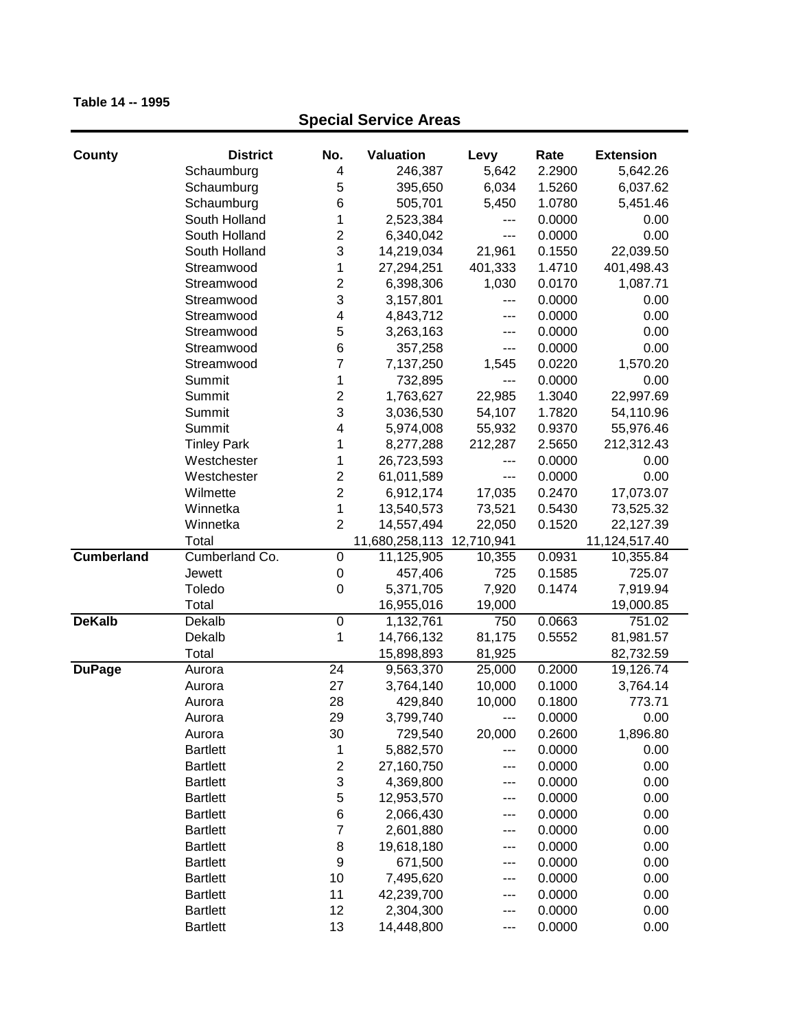**Table 14 -- 1995**

## Special Service Areas

| County | District | No. | Valuation | Levy | Rate | Extension |
|---|---|---|---|---|---|---|
| | Schaumburg | 4 | 246,387 | 5,642 | 2.2900 | 5,642.26 |
| | Schaumburg | 5 | 395,650 | 6,034 | 1.5260 | 6,037.62 |
| | Schaumburg | 6 | 505,701 | 5,450 | 1.0780 | 5,451.46 |
| | South Holland | 1 | 2,523,384 | --- | 0.0000 | 0.00 |
| | South Holland | 2 | 6,340,042 | --- | 0.0000 | 0.00 |
| | South Holland | 3 | 14,219,034 | 21,961 | 0.1550 | 22,039.50 |
| | Streamwood | 1 | 27,294,251 | 401,333 | 1.4710 | 401,498.43 |
| | Streamwood | 2 | 6,398,306 | 1,030 | 0.0170 | 1,087.71 |
| | Streamwood | 3 | 3,157,801 | --- | 0.0000 | 0.00 |
| | Streamwood | 4 | 4,843,712 | --- | 0.0000 | 0.00 |
| | Streamwood | 5 | 3,263,163 | --- | 0.0000 | 0.00 |
| | Streamwood | 6 | 357,258 | --- | 0.0000 | 0.00 |
| | Streamwood | 7 | 7,137,250 | 1,545 | 0.0220 | 1,570.20 |
| | Summit | 1 | 732,895 | --- | 0.0000 | 0.00 |
| | Summit | 2 | 1,763,627 | 22,985 | 1.3040 | 22,997.69 |
| | Summit | 3 | 3,036,530 | 54,107 | 1.7820 | 54,110.96 |
| | Summit | 4 | 5,974,008 | 55,932 | 0.9370 | 55,976.46 |
| | Tinley Park | 1 | 8,277,288 | 212,287 | 2.5650 | 212,312.43 |
| | Westchester | 1 | 26,723,593 | --- | 0.0000 | 0.00 |
| | Westchester | 2 | 61,011,589 | --- | 0.0000 | 0.00 |
| | Wilmette | 2 | 6,912,174 | 17,035 | 0.2470 | 17,073.07 |
| | Winnetka | 1 | 13,540,573 | 73,521 | 0.5430 | 73,525.32 |
| | Winnetka | 2 | 14,557,494 | 22,050 | 0.1520 | 22,127.39 |
| | Total | | 11,680,258,113 | 12,710,941 | | 11,124,517.40 |
| **Cumberland** | Cumberland Co. | 0 | 11,125,905 | 10,355 | 0.0931 | 10,355.84 |
| | Jewett | 0 | 457,406 | 725 | 0.1585 | 725.07 |
| | Toledo | 0 | 5,371,705 | 7,920 | 0.1474 | 7,919.94 |
| | Total | | 16,955,016 | 19,000 | | 19,000.85 |
| **DeKalb** | Dekalb | 0 | 1,132,761 | 750 | 0.0663 | 751.02 |
| | Dekalb | 1 | 14,766,132 | 81,175 | 0.5552 | 81,981.57 |
| | Total | | 15,898,893 | 81,925 | | 82,732.59 |
| **DuPage** | Aurora | 24 | 9,563,370 | 25,000 | 0.2000 | 19,126.74 |
| | Aurora | 27 | 3,764,140 | 10,000 | 0.1000 | 3,764.14 |
| | Aurora | 28 | 429,840 | 10,000 | 0.1800 | 773.71 |
| | Aurora | 29 | 3,799,740 | --- | 0.0000 | 0.00 |
| | Aurora | 30 | 729,540 | 20,000 | 0.2600 | 1,896.80 |
| | Bartlett | 1 | 5,882,570 | --- | 0.0000 | 0.00 |
| | Bartlett | 2 | 27,160,750 | --- | 0.0000 | 0.00 |
| | Bartlett | 3 | 4,369,800 | --- | 0.0000 | 0.00 |
| | Bartlett | 5 | 12,953,570 | --- | 0.0000 | 0.00 |
| | Bartlett | 6 | 2,066,430 | --- | 0.0000 | 0.00 |
| | Bartlett | 7 | 2,601,880 | --- | 0.0000 | 0.00 |
| | Bartlett | 8 | 19,618,180 | --- | 0.0000 | 0.00 |
| | Bartlett | 9 | 671,500 | --- | 0.0000 | 0.00 |
| | Bartlett | 10 | 7,495,620 | --- | 0.0000 | 0.00 |
| | Bartlett | 11 | 42,239,700 | --- | 0.0000 | 0.00 |
| | Bartlett | 12 | 2,304,300 | --- | 0.0000 | 0.00 |
| | Bartlett | 13 | 14,448,800 | --- | 0.0000 | 0.00 |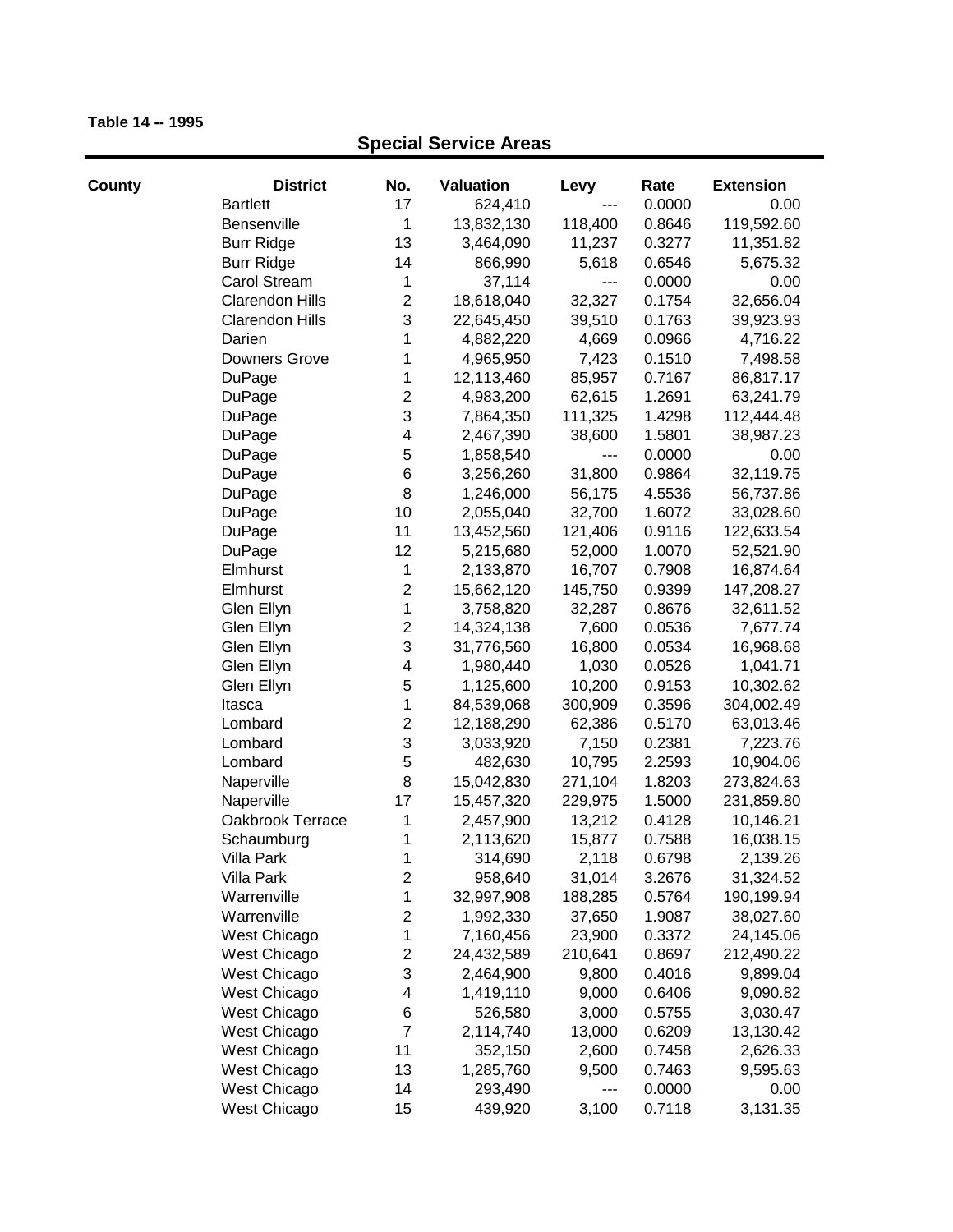**Table 14 -- 1995**

## Special Service Areas

| County | District | No. | Valuation | Levy | Rate | Extension |
|---|---|---|---|---|---|---|
| | Bartlett | 17 | 624,410 | --- | 0.0000 | 0.00 |
| | Bensenville | 1 | 13,832,130 | 118,400 | 0.8646 | 119,592.60 |
| | Burr Ridge | 13 | 3,464,090 | 11,237 | 0.3277 | 11,351.82 |
| | Burr Ridge | 14 | 866,990 | 5,618 | 0.6546 | 5,675.32 |
| | Carol Stream | 1 | 37,114 | --- | 0.0000 | 0.00 |
| | Clarendon Hills | 2 | 18,618,040 | 32,327 | 0.1754 | 32,656.04 |
| | Clarendon Hills | 3 | 22,645,450 | 39,510 | 0.1763 | 39,923.93 |
| | Darien | 1 | 4,882,220 | 4,669 | 0.0966 | 4,716.22 |
| | Downers Grove | 1 | 4,965,950 | 7,423 | 0.1510 | 7,498.58 |
| | DuPage | 1 | 12,113,460 | 85,957 | 0.7167 | 86,817.17 |
| | DuPage | 2 | 4,983,200 | 62,615 | 1.2691 | 63,241.79 |
| | DuPage | 3 | 7,864,350 | 111,325 | 1.4298 | 112,444.48 |
| | DuPage | 4 | 2,467,390 | 38,600 | 1.5801 | 38,987.23 |
| | DuPage | 5 | 1,858,540 | --- | 0.0000 | 0.00 |
| | DuPage | 6 | 3,256,260 | 31,800 | 0.9864 | 32,119.75 |
| | DuPage | 8 | 1,246,000 | 56,175 | 4.5536 | 56,737.86 |
| | DuPage | 10 | 2,055,040 | 32,700 | 1.6072 | 33,028.60 |
| | DuPage | 11 | 13,452,560 | 121,406 | 0.9116 | 122,633.54 |
| | DuPage | 12 | 5,215,680 | 52,000 | 1.0070 | 52,521.90 |
| | Elmhurst | 1 | 2,133,870 | 16,707 | 0.7908 | 16,874.64 |
| | Elmhurst | 2 | 15,662,120 | 145,750 | 0.9399 | 147,208.27 |
| | Glen Ellyn | 1 | 3,758,820 | 32,287 | 0.8676 | 32,611.52 |
| | Glen Ellyn | 2 | 14,324,138 | 7,600 | 0.0536 | 7,677.74 |
| | Glen Ellyn | 3 | 31,776,560 | 16,800 | 0.0534 | 16,968.68 |
| | Glen Ellyn | 4 | 1,980,440 | 1,030 | 0.0526 | 1,041.71 |
| | Glen Ellyn | 5 | 1,125,600 | 10,200 | 0.9153 | 10,302.62 |
| | Itasca | 1 | 84,539,068 | 300,909 | 0.3596 | 304,002.49 |
| | Lombard | 2 | 12,188,290 | 62,386 | 0.5170 | 63,013.46 |
| | Lombard | 3 | 3,033,920 | 7,150 | 0.2381 | 7,223.76 |
| | Lombard | 5 | 482,630 | 10,795 | 2.2593 | 10,904.06 |
| | Naperville | 8 | 15,042,830 | 271,104 | 1.8203 | 273,824.63 |
| | Naperville | 17 | 15,457,320 | 229,975 | 1.5000 | 231,859.80 |
| | Oakbrook Terrace | 1 | 2,457,900 | 13,212 | 0.4128 | 10,146.21 |
| | Schaumburg | 1 | 2,113,620 | 15,877 | 0.7588 | 16,038.15 |
| | Villa Park | 1 | 314,690 | 2,118 | 0.6798 | 2,139.26 |
| | Villa Park | 2 | 958,640 | 31,014 | 3.2676 | 31,324.52 |
| | Warrenville | 1 | 32,997,908 | 188,285 | 0.5764 | 190,199.94 |
| | Warrenville | 2 | 1,992,330 | 37,650 | 1.9087 | 38,027.60 |
| | West Chicago | 1 | 7,160,456 | 23,900 | 0.3372 | 24,145.06 |
| | West Chicago | 2 | 24,432,589 | 210,641 | 0.8697 | 212,490.22 |
| | West Chicago | 3 | 2,464,900 | 9,800 | 0.4016 | 9,899.04 |
| | West Chicago | 4 | 1,419,110 | 9,000 | 0.6406 | 9,090.82 |
| | West Chicago | 6 | 526,580 | 3,000 | 0.5755 | 3,030.47 |
| | West Chicago | 7 | 2,114,740 | 13,000 | 0.6209 | 13,130.42 |
| | West Chicago | 11 | 352,150 | 2,600 | 0.7458 | 2,626.33 |
| | West Chicago | 13 | 1,285,760 | 9,500 | 0.7463 | 9,595.63 |
| | West Chicago | 14 | 293,490 | --- | 0.0000 | 0.00 |
| | West Chicago | 15 | 439,920 | 3,100 | 0.7118 | 3,131.35 |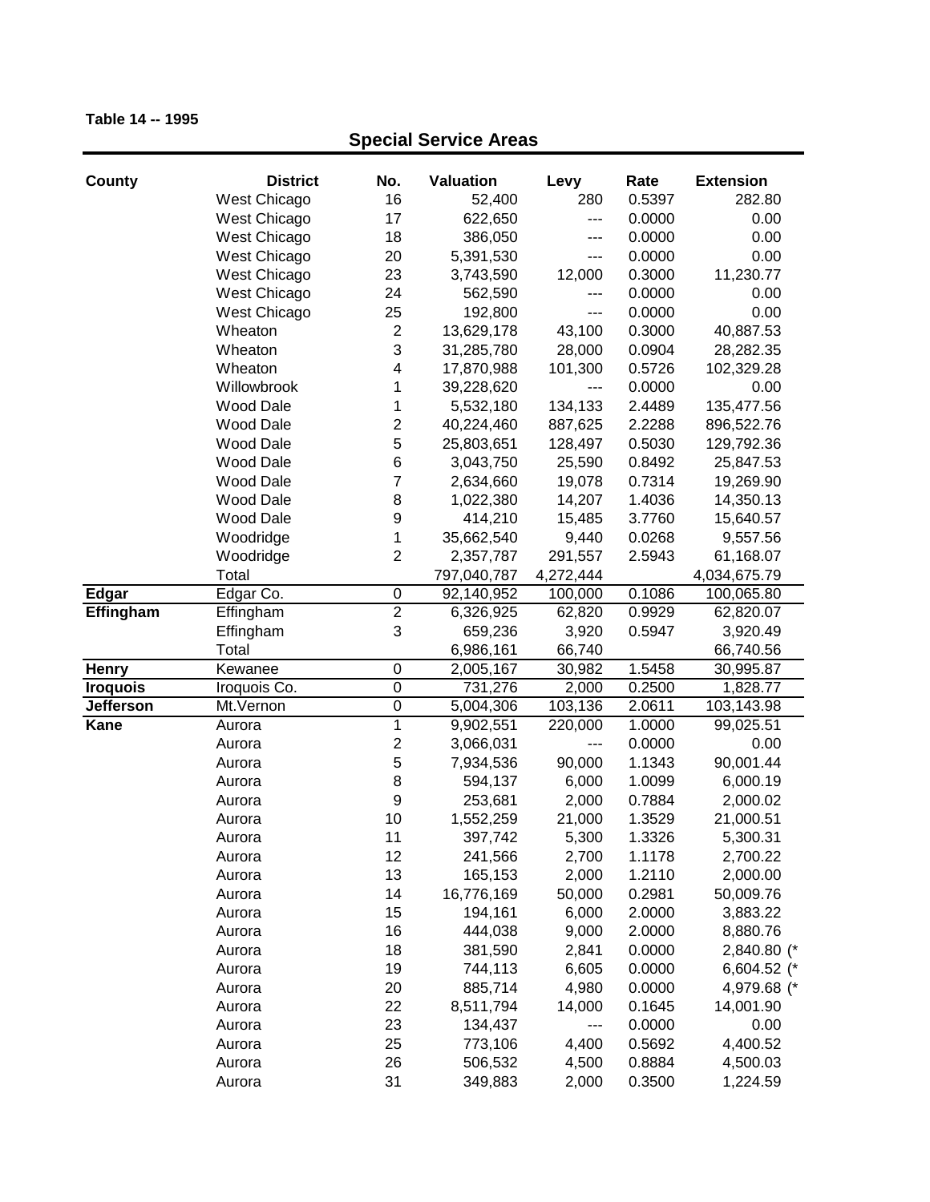**Table 14 -- 1995**

## Special Service Areas

| County | District | No. | Valuation | Levy | Rate | Extension |
|---|---|---|---|---|---|---|
| | West Chicago | 16 | 52,400 | 280 | 0.5397 | 282.80 |
| | West Chicago | 17 | 622,650 | --- | 0.0000 | 0.00 |
| | West Chicago | 18 | 386,050 | --- | 0.0000 | 0.00 |
| | West Chicago | 20 | 5,391,530 | --- | 0.0000 | 0.00 |
| | West Chicago | 23 | 3,743,590 | 12,000 | 0.3000 | 11,230.77 |
| | West Chicago | 24 | 562,590 | --- | 0.0000 | 0.00 |
| | West Chicago | 25 | 192,800 | --- | 0.0000 | 0.00 |
| | Wheaton | 2 | 13,629,178 | 43,100 | 0.3000 | 40,887.53 |
| | Wheaton | 3 | 31,285,780 | 28,000 | 0.0904 | 28,282.35 |
| | Wheaton | 4 | 17,870,988 | 101,300 | 0.5726 | 102,329.28 |
| | Willowbrook | 1 | 39,228,620 | --- | 0.0000 | 0.00 |
| | Wood Dale | 1 | 5,532,180 | 134,133 | 2.4489 | 135,477.56 |
| | Wood Dale | 2 | 40,224,460 | 887,625 | 2.2288 | 896,522.76 |
| | Wood Dale | 5 | 25,803,651 | 128,497 | 0.5030 | 129,792.36 |
| | Wood Dale | 6 | 3,043,750 | 25,590 | 0.8492 | 25,847.53 |
| | Wood Dale | 7 | 2,634,660 | 19,078 | 0.7314 | 19,269.90 |
| | Wood Dale | 8 | 1,022,380 | 14,207 | 1.4036 | 14,350.13 |
| | Wood Dale | 9 | 414,210 | 15,485 | 3.7760 | 15,640.57 |
| | Woodridge | 1 | 35,662,540 | 9,440 | 0.0268 | 9,557.56 |
| | Woodridge | 2 | 2,357,787 | 291,557 | 2.5943 | 61,168.07 |
| | Total | | 797,040,787 | 4,272,444 | | 4,034,675.79 |
| **Edgar** | Edgar Co. | 0 | 92,140,952 | 100,000 | 0.1086 | 100,065.80 |
| **Effingham** | Effingham | 2 | 6,326,925 | 62,820 | 0.9929 | 62,820.07 |
| | Effingham | 3 | 659,236 | 3,920 | 0.5947 | 3,920.49 |
| | Total | | 6,986,161 | 66,740 | | 66,740.56 |
| **Henry** | Kewanee | 0 | 2,005,167 | 30,982 | 1.5458 | 30,995.87 |
| **Iroquois** | Iroquois Co. | 0 | 731,276 | 2,000 | 0.2500 | 1,828.77 |
| **Jefferson** | Mt.Vernon | 0 | 5,004,306 | 103,136 | 2.0611 | 103,143.98 |
| **Kane** | Aurora | 1 | 9,902,551 | 220,000 | 1.0000 | 99,025.51 |
| | Aurora | 2 | 3,066,031 | --- | 0.0000 | 0.00 |
| | Aurora | 5 | 7,934,536 | 90,000 | 1.1343 | 90,001.44 |
| | Aurora | 8 | 594,137 | 6,000 | 1.0099 | 6,000.19 |
| | Aurora | 9 | 253,681 | 2,000 | 0.7884 | 2,000.02 |
| | Aurora | 10 | 1,552,259 | 21,000 | 1.3529 | 21,000.51 |
| | Aurora | 11 | 397,742 | 5,300 | 1.3326 | 5,300.31 |
| | Aurora | 12 | 241,566 | 2,700 | 1.1178 | 2,700.22 |
| | Aurora | 13 | 165,153 | 2,000 | 1.2110 | 2,000.00 |
| | Aurora | 14 | 16,776,169 | 50,000 | 0.2981 | 50,009.76 |
| | Aurora | 15 | 194,161 | 6,000 | 2.0000 | 3,883.22 |
| | Aurora | 16 | 444,038 | 9,000 | 2.0000 | 8,880.76 |
| | Aurora | 18 | 381,590 | 2,841 | 0.0000 | 2,840.80 (* |
| | Aurora | 19 | 744,113 | 6,605 | 0.0000 | 6,604.52 (* |
| | Aurora | 20 | 885,714 | 4,980 | 0.0000 | 4,979.68 (* |
| | Aurora | 22 | 8,511,794 | 14,000 | 0.1645 | 14,001.90 |
| | Aurora | 23 | 134,437 | --- | 0.0000 | 0.00 |
| | Aurora | 25 | 773,106 | 4,400 | 0.5692 | 4,400.52 |
| | Aurora | 26 | 506,532 | 4,500 | 0.8884 | 4,500.03 |
| | Aurora | 31 | 349,883 | 2,000 | 0.3500 | 1,224.59 |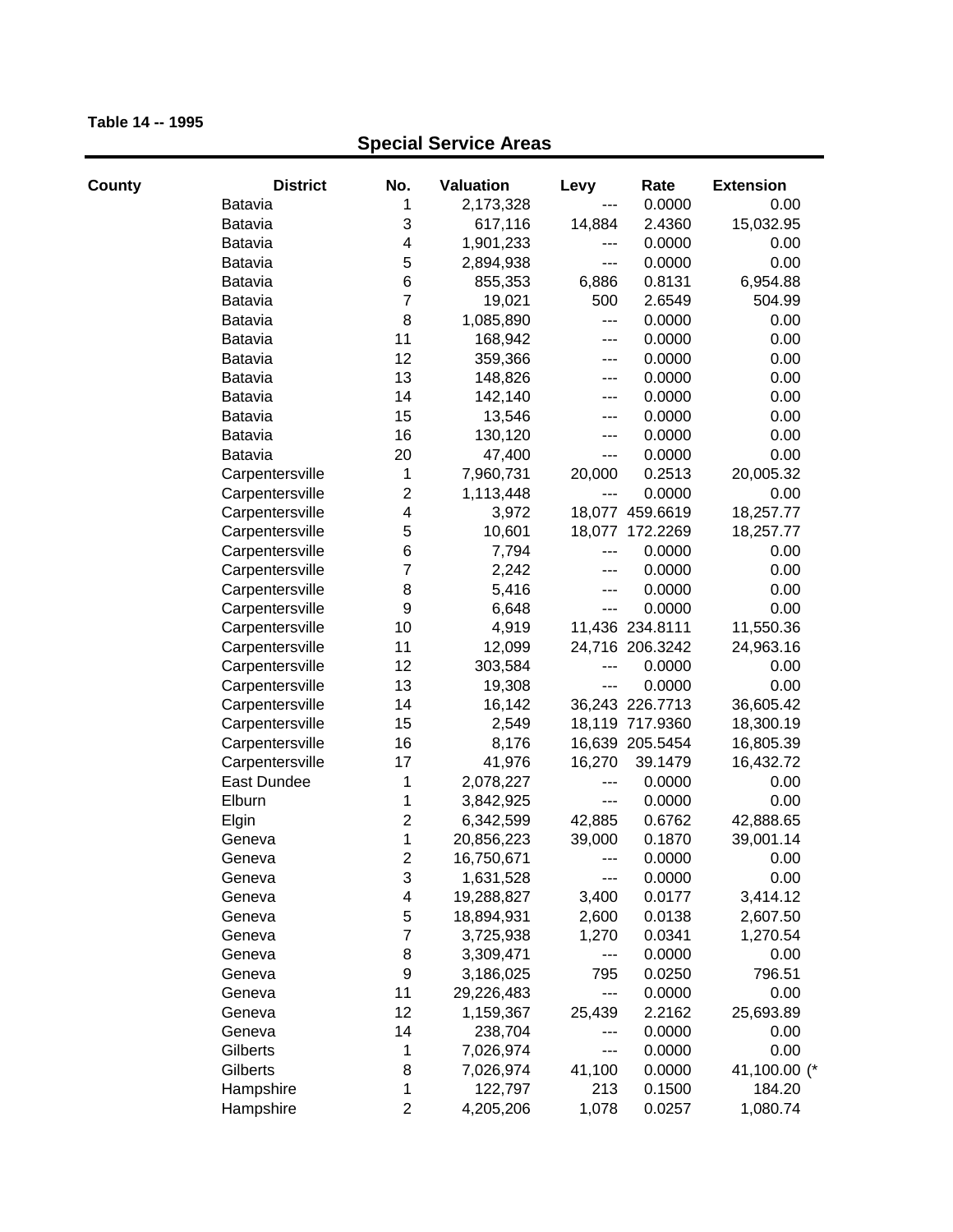**Table 14 -- 1995**

## Special Service Areas

| County | District | No. | Valuation | Levy | Rate | Extension |
|---|---|---|---|---|---|---|
| | Batavia | 1 | 2,173,328 | --- | 0.0000 | 0.00 |
| | Batavia | 3 | 617,116 | 14,884 | 2.4360 | 15,032.95 |
| | Batavia | 4 | 1,901,233 | --- | 0.0000 | 0.00 |
| | Batavia | 5 | 2,894,938 | --- | 0.0000 | 0.00 |
| | Batavia | 6 | 855,353 | 6,886 | 0.8131 | 6,954.88 |
| | Batavia | 7 | 19,021 | 500 | 2.6549 | 504.99 |
| | Batavia | 8 | 1,085,890 | --- | 0.0000 | 0.00 |
| | Batavia | 11 | 168,942 | --- | 0.0000 | 0.00 |
| | Batavia | 12 | 359,366 | --- | 0.0000 | 0.00 |
| | Batavia | 13 | 148,826 | --- | 0.0000 | 0.00 |
| | Batavia | 14 | 142,140 | --- | 0.0000 | 0.00 |
| | Batavia | 15 | 13,546 | --- | 0.0000 | 0.00 |
| | Batavia | 16 | 130,120 | --- | 0.0000 | 0.00 |
| | Batavia | 20 | 47,400 | --- | 0.0000 | 0.00 |
| | Carpentersville | 1 | 7,960,731 | 20,000 | 0.2513 | 20,005.32 |
| | Carpentersville | 2 | 1,113,448 | --- | 0.0000 | 0.00 |
| | Carpentersville | 4 | 3,972 | 18,077 | 459.6619 | 18,257.77 |
| | Carpentersville | 5 | 10,601 | 18,077 | 172.2269 | 18,257.77 |
| | Carpentersville | 6 | 7,794 | --- | 0.0000 | 0.00 |
| | Carpentersville | 7 | 2,242 | --- | 0.0000 | 0.00 |
| | Carpentersville | 8 | 5,416 | --- | 0.0000 | 0.00 |
| | Carpentersville | 9 | 6,648 | --- | 0.0000 | 0.00 |
| | Carpentersville | 10 | 4,919 | 11,436 | 234.8111 | 11,550.36 |
| | Carpentersville | 11 | 12,099 | 24,716 | 206.3242 | 24,963.16 |
| | Carpentersville | 12 | 303,584 | --- | 0.0000 | 0.00 |
| | Carpentersville | 13 | 19,308 | --- | 0.0000 | 0.00 |
| | Carpentersville | 14 | 16,142 | 36,243 | 226.7713 | 36,605.42 |
| | Carpentersville | 15 | 2,549 | 18,119 | 717.9360 | 18,300.19 |
| | Carpentersville | 16 | 8,176 | 16,639 | 205.5454 | 16,805.39 |
| | Carpentersville | 17 | 41,976 | 16,270 | 39.1479 | 16,432.72 |
| | East Dundee | 1 | 2,078,227 | --- | 0.0000 | 0.00 |
| | Elburn | 1 | 3,842,925 | --- | 0.0000 | 0.00 |
| | Elgin | 2 | 6,342,599 | 42,885 | 0.6762 | 42,888.65 |
| | Geneva | 1 | 20,856,223 | 39,000 | 0.1870 | 39,001.14 |
| | Geneva | 2 | 16,750,671 | --- | 0.0000 | 0.00 |
| | Geneva | 3 | 1,631,528 | --- | 0.0000 | 0.00 |
| | Geneva | 4 | 19,288,827 | 3,400 | 0.0177 | 3,414.12 |
| | Geneva | 5 | 18,894,931 | 2,600 | 0.0138 | 2,607.50 |
| | Geneva | 7 | 3,725,938 | 1,270 | 0.0341 | 1,270.54 |
| | Geneva | 8 | 3,309,471 | --- | 0.0000 | 0.00 |
| | Geneva | 9 | 3,186,025 | 795 | 0.0250 | 796.51 |
| | Geneva | 11 | 29,226,483 | --- | 0.0000 | 0.00 |
| | Geneva | 12 | 1,159,367 | 25,439 | 2.2162 | 25,693.89 |
| | Geneva | 14 | 238,704 | --- | 0.0000 | 0.00 |
| | Gilberts | 1 | 7,026,974 | --- | 0.0000 | 0.00 |
| | Gilberts | 8 | 7,026,974 | 41,100 | 0.0000 | 41,100.00 (* |
| | Hampshire | 1 | 122,797 | 213 | 0.1500 | 184.20 |
| | Hampshire | 2 | 4,205,206 | 1,078 | 0.0257 | 1,080.74 |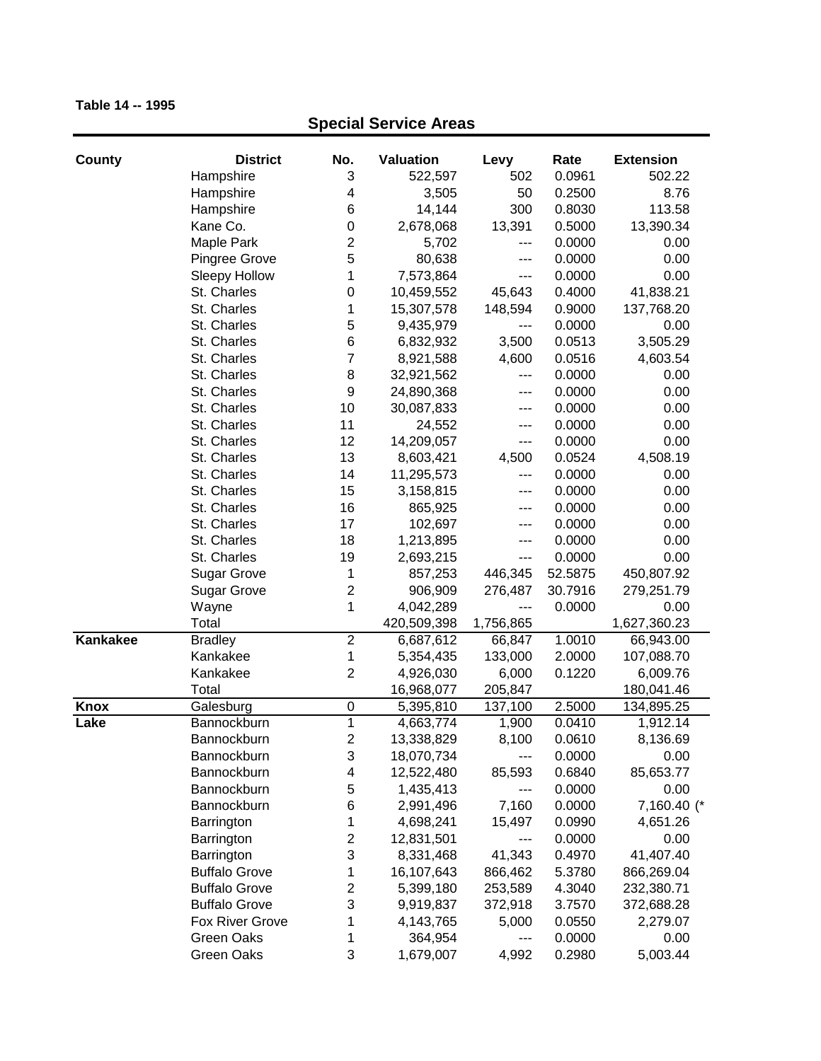**Table 14 -- 1995**

## Special Service Areas

| County | District | No. | Valuation | Levy | Rate | Extension |
|---|---|---|---|---|---|---|
| | Hampshire | 3 | 522,597 | 502 | 0.0961 | 502.22 |
| | Hampshire | 4 | 3,505 | 50 | 0.2500 | 8.76 |
| | Hampshire | 6 | 14,144 | 300 | 0.8030 | 113.58 |
| | Kane Co. | 0 | 2,678,068 | 13,391 | 0.5000 | 13,390.34 |
| | Maple Park | 2 | 5,702 | --- | 0.0000 | 0.00 |
| | Pingree Grove | 5 | 80,638 | --- | 0.0000 | 0.00 |
| | Sleepy Hollow | 1 | 7,573,864 | --- | 0.0000 | 0.00 |
| | St. Charles | 0 | 10,459,552 | 45,643 | 0.4000 | 41,838.21 |
| | St. Charles | 1 | 15,307,578 | 148,594 | 0.9000 | 137,768.20 |
| | St. Charles | 5 | 9,435,979 | --- | 0.0000 | 0.00 |
| | St. Charles | 6 | 6,832,932 | 3,500 | 0.0513 | 3,505.29 |
| | St. Charles | 7 | 8,921,588 | 4,600 | 0.0516 | 4,603.54 |
| | St. Charles | 8 | 32,921,562 | --- | 0.0000 | 0.00 |
| | St. Charles | 9 | 24,890,368 | --- | 0.0000 | 0.00 |
| | St. Charles | 10 | 30,087,833 | --- | 0.0000 | 0.00 |
| | St. Charles | 11 | 24,552 | --- | 0.0000 | 0.00 |
| | St. Charles | 12 | 14,209,057 | --- | 0.0000 | 0.00 |
| | St. Charles | 13 | 8,603,421 | 4,500 | 0.0524 | 4,508.19 |
| | St. Charles | 14 | 11,295,573 | --- | 0.0000 | 0.00 |
| | St. Charles | 15 | 3,158,815 | --- | 0.0000 | 0.00 |
| | St. Charles | 16 | 865,925 | --- | 0.0000 | 0.00 |
| | St. Charles | 17 | 102,697 | --- | 0.0000 | 0.00 |
| | St. Charles | 18 | 1,213,895 | --- | 0.0000 | 0.00 |
| | St. Charles | 19 | 2,693,215 | --- | 0.0000 | 0.00 |
| | Sugar Grove | 1 | 857,253 | 446,345 | 52.5875 | 450,807.92 |
| | Sugar Grove | 2 | 906,909 | 276,487 | 30.7916 | 279,251.79 |
| | Wayne | 1 | 4,042,289 | --- | 0.0000 | 0.00 |
| | Total | | 420,509,398 | 1,756,865 | | 1,627,360.23 |
| **Kankakee** | Bradley | 2 | 6,687,612 | 66,847 | 1.0010 | 66,943.00 |
| | Kankakee | 1 | 5,354,435 | 133,000 | 2.0000 | 107,088.70 |
| | Kankakee | 2 | 4,926,030 | 6,000 | 0.1220 | 6,009.76 |
| | Total | | 16,968,077 | 205,847 | | 180,041.46 |
| **Knox** | Galesburg | 0 | 5,395,810 | 137,100 | 2.5000 | 134,895.25 |
| **Lake** | Bannockburn | 1 | 4,663,774 | 1,900 | 0.0410 | 1,912.14 |
| | Bannockburn | 2 | 13,338,829 | 8,100 | 0.0610 | 8,136.69 |
| | Bannockburn | 3 | 18,070,734 | --- | 0.0000 | 0.00 |
| | Bannockburn | 4 | 12,522,480 | 85,593 | 0.6840 | 85,653.77 |
| | Bannockburn | 5 | 1,435,413 | --- | 0.0000 | 0.00 |
| | Bannockburn | 6 | 2,991,496 | 7,160 | 0.0000 | 7,160.40 (* |
| | Barrington | 1 | 4,698,241 | 15,497 | 0.0990 | 4,651.26 |
| | Barrington | 2 | 12,831,501 | --- | 0.0000 | 0.00 |
| | Barrington | 3 | 8,331,468 | 41,343 | 0.4970 | 41,407.40 |
| | Buffalo Grove | 1 | 16,107,643 | 866,462 | 5.3780 | 866,269.04 |
| | Buffalo Grove | 2 | 5,399,180 | 253,589 | 4.3040 | 232,380.71 |
| | Buffalo Grove | 3 | 9,919,837 | 372,918 | 3.7570 | 372,688.28 |
| | Fox River Grove | 1 | 4,143,765 | 5,000 | 0.0550 | 2,279.07 |
| | Green Oaks | 1 | 364,954 | --- | 0.0000 | 0.00 |
| | Green Oaks | 3 | 1,679,007 | 4,992 | 0.2980 | 5,003.44 |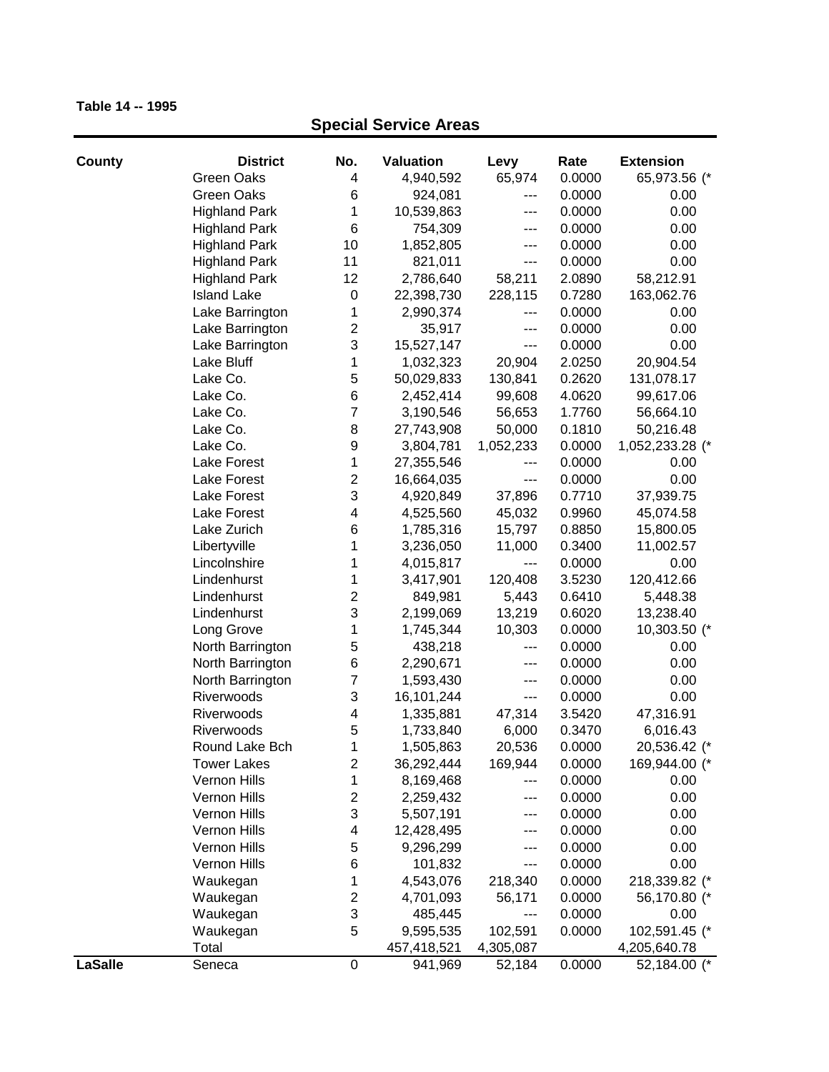**Table 14 -- 1995**

## Special Service Areas

| County | District | No. | Valuation | Levy | Rate | Extension |
|---|---|---|---|---|---|---|
| | Green Oaks | 4 | 4,940,592 | 65,974 | 0.0000 | 65,973.56 (* |
| | Green Oaks | 6 | 924,081 | --- | 0.0000 | 0.00 |
| | Highland Park | 1 | 10,539,863 | --- | 0.0000 | 0.00 |
| | Highland Park | 6 | 754,309 | --- | 0.0000 | 0.00 |
| | Highland Park | 10 | 1,852,805 | --- | 0.0000 | 0.00 |
| | Highland Park | 11 | 821,011 | --- | 0.0000 | 0.00 |
| | Highland Park | 12 | 2,786,640 | 58,211 | 2.0890 | 58,212.91 |
| | Island Lake | 0 | 22,398,730 | 228,115 | 0.7280 | 163,062.76 |
| | Lake Barrington | 1 | 2,990,374 | --- | 0.0000 | 0.00 |
| | Lake Barrington | 2 | 35,917 | --- | 0.0000 | 0.00 |
| | Lake Barrington | 3 | 15,527,147 | --- | 0.0000 | 0.00 |
| | Lake Bluff | 1 | 1,032,323 | 20,904 | 2.0250 | 20,904.54 |
| | Lake Co. | 5 | 50,029,833 | 130,841 | 0.2620 | 131,078.17 |
| | Lake Co. | 6 | 2,452,414 | 99,608 | 4.0620 | 99,617.06 |
| | Lake Co. | 7 | 3,190,546 | 56,653 | 1.7760 | 56,664.10 |
| | Lake Co. | 8 | 27,743,908 | 50,000 | 0.1810 | 50,216.48 |
| | Lake Co. | 9 | 3,804,781 | 1,052,233 | 0.0000 | 1,052,233.28 (* |
| | Lake Forest | 1 | 27,355,546 | --- | 0.0000 | 0.00 |
| | Lake Forest | 2 | 16,664,035 | --- | 0.0000 | 0.00 |
| | Lake Forest | 3 | 4,920,849 | 37,896 | 0.7710 | 37,939.75 |
| | Lake Forest | 4 | 4,525,560 | 45,032 | 0.9960 | 45,074.58 |
| | Lake Zurich | 6 | 1,785,316 | 15,797 | 0.8850 | 15,800.05 |
| | Libertyville | 1 | 3,236,050 | 11,000 | 0.3400 | 11,002.57 |
| | Lincolnshire | 1 | 4,015,817 | --- | 0.0000 | 0.00 |
| | Lindenhurst | 1 | 3,417,901 | 120,408 | 3.5230 | 120,412.66 |
| | Lindenhurst | 2 | 849,981 | 5,443 | 0.6410 | 5,448.38 |
| | Lindenhurst | 3 | 2,199,069 | 13,219 | 0.6020 | 13,238.40 |
| | Long Grove | 1 | 1,745,344 | 10,303 | 0.0000 | 10,303.50 (* |
| | North Barrington | 5 | 438,218 | --- | 0.0000 | 0.00 |
| | North Barrington | 6 | 2,290,671 | --- | 0.0000 | 0.00 |
| | North Barrington | 7 | 1,593,430 | --- | 0.0000 | 0.00 |
| | Riverwoods | 3 | 16,101,244 | --- | 0.0000 | 0.00 |
| | Riverwoods | 4 | 1,335,881 | 47,314 | 3.5420 | 47,316.91 |
| | Riverwoods | 5 | 1,733,840 | 6,000 | 0.3470 | 6,016.43 |
| | Round Lake Bch | 1 | 1,505,863 | 20,536 | 0.0000 | 20,536.42 (* |
| | Tower Lakes | 2 | 36,292,444 | 169,944 | 0.0000 | 169,944.00 (* |
| | Vernon Hills | 1 | 8,169,468 | --- | 0.0000 | 0.00 |
| | Vernon Hills | 2 | 2,259,432 | --- | 0.0000 | 0.00 |
| | Vernon Hills | 3 | 5,507,191 | --- | 0.0000 | 0.00 |
| | Vernon Hills | 4 | 12,428,495 | --- | 0.0000 | 0.00 |
| | Vernon Hills | 5 | 9,296,299 | --- | 0.0000 | 0.00 |
| | Vernon Hills | 6 | 101,832 | --- | 0.0000 | 0.00 |
| | Waukegan | 1 | 4,543,076 | 218,340 | 0.0000 | 218,339.82 (* |
| | Waukegan | 2 | 4,701,093 | 56,171 | 0.0000 | 56,170.80 (* |
| | Waukegan | 3 | 485,445 | --- | 0.0000 | 0.00 |
| | Waukegan | 5 | 9,595,535 | 102,591 | 0.0000 | 102,591.45 (* |
| | Total | | 457,418,521 | 4,305,087 | | 4,205,640.78 |
| **LaSalle** | Seneca | 0 | 941,969 | 52,184 | 0.0000 | 52,184.00 (* |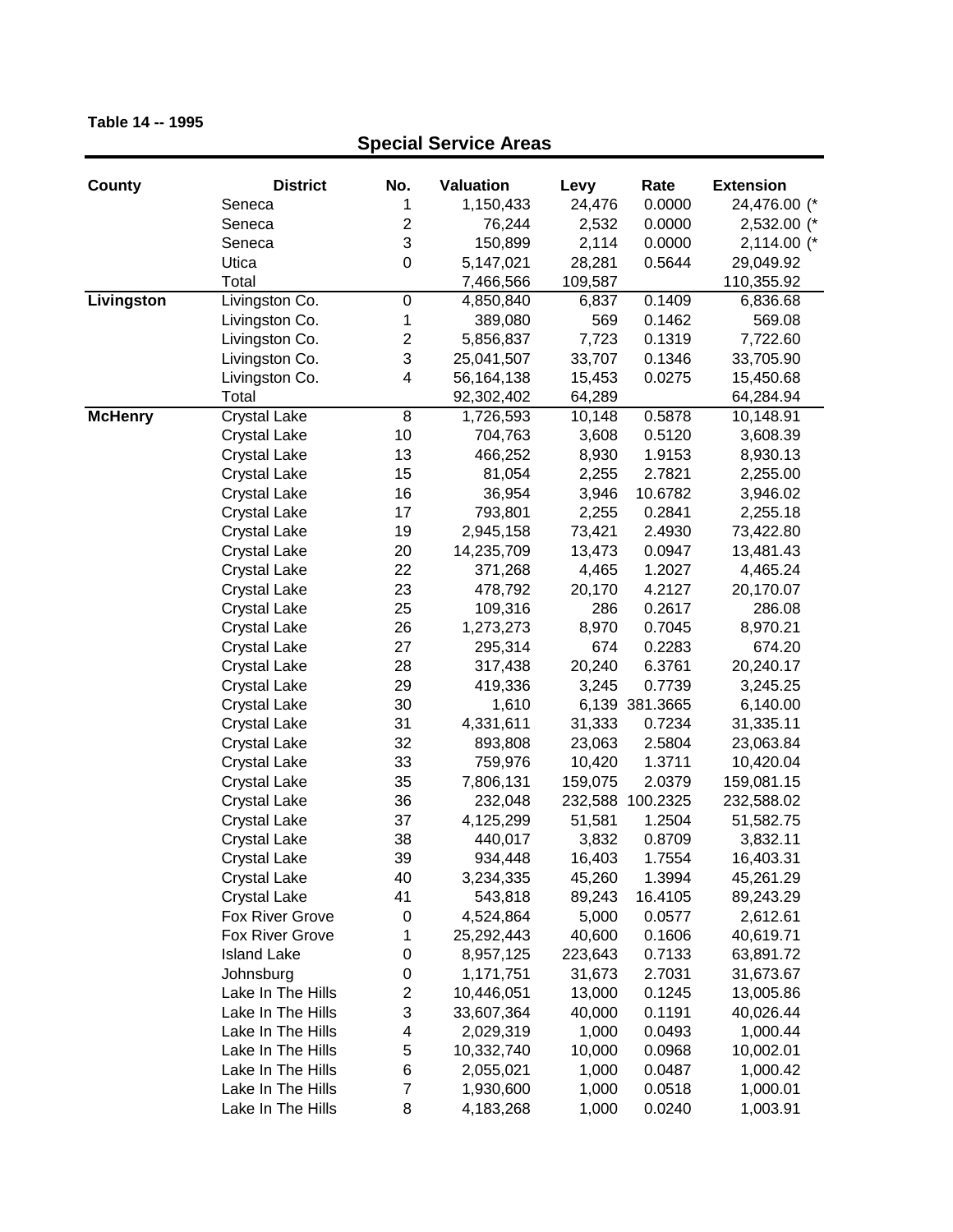**Table 14 -- 1995**

## Special Service Areas

| County | District | No. | Valuation | Levy | Rate | Extension |
|---|---|---|---|---|---|---|
| | Seneca | 1 | 1,150,433 | 24,476 | 0.0000 | 24,476.00 (* |
| | Seneca | 2 | 76,244 | 2,532 | 0.0000 | 2,532.00 (* |
| | Seneca | 3 | 150,899 | 2,114 | 0.0000 | 2,114.00 (* |
| | Utica | 0 | 5,147,021 | 28,281 | 0.5644 | 29,049.92 |
| | Total | | 7,466,566 | 109,587 | | 110,355.92 |
| **Livingston** | Livingston Co. | 0 | 4,850,840 | 6,837 | 0.1409 | 6,836.68 |
| | Livingston Co. | 1 | 389,080 | 569 | 0.1462 | 569.08 |
| | Livingston Co. | 2 | 5,856,837 | 7,723 | 0.1319 | 7,722.60 |
| | Livingston Co. | 3 | 25,041,507 | 33,707 | 0.1346 | 33,705.90 |
| | Livingston Co. | 4 | 56,164,138 | 15,453 | 0.0275 | 15,450.68 |
| | Total | | 92,302,402 | 64,289 | | 64,284.94 |
| **McHenry** | Crystal Lake | 8 | 1,726,593 | 10,148 | 0.5878 | 10,148.91 |
| | Crystal Lake | 10 | 704,763 | 3,608 | 0.5120 | 3,608.39 |
| | Crystal Lake | 13 | 466,252 | 8,930 | 1.9153 | 8,930.13 |
| | Crystal Lake | 15 | 81,054 | 2,255 | 2.7821 | 2,255.00 |
| | Crystal Lake | 16 | 36,954 | 3,946 | 10.6782 | 3,946.02 |
| | Crystal Lake | 17 | 793,801 | 2,255 | 0.2841 | 2,255.18 |
| | Crystal Lake | 19 | 2,945,158 | 73,421 | 2.4930 | 73,422.80 |
| | Crystal Lake | 20 | 14,235,709 | 13,473 | 0.0947 | 13,481.43 |
| | Crystal Lake | 22 | 371,268 | 4,465 | 1.2027 | 4,465.24 |
| | Crystal Lake | 23 | 478,792 | 20,170 | 4.2127 | 20,170.07 |
| | Crystal Lake | 25 | 109,316 | 286 | 0.2617 | 286.08 |
| | Crystal Lake | 26 | 1,273,273 | 8,970 | 0.7045 | 8,970.21 |
| | Crystal Lake | 27 | 295,314 | 674 | 0.2283 | 674.20 |
| | Crystal Lake | 28 | 317,438 | 20,240 | 6.3761 | 20,240.17 |
| | Crystal Lake | 29 | 419,336 | 3,245 | 0.7739 | 3,245.25 |
| | Crystal Lake | 30 | 1,610 | 6,139 | 381.3665 | 6,140.00 |
| | Crystal Lake | 31 | 4,331,611 | 31,333 | 0.7234 | 31,335.11 |
| | Crystal Lake | 32 | 893,808 | 23,063 | 2.5804 | 23,063.84 |
| | Crystal Lake | 33 | 759,976 | 10,420 | 1.3711 | 10,420.04 |
| | Crystal Lake | 35 | 7,806,131 | 159,075 | 2.0379 | 159,081.15 |
| | Crystal Lake | 36 | 232,048 | 232,588 | 100.2325 | 232,588.02 |
| | Crystal Lake | 37 | 4,125,299 | 51,581 | 1.2504 | 51,582.75 |
| | Crystal Lake | 38 | 440,017 | 3,832 | 0.8709 | 3,832.11 |
| | Crystal Lake | 39 | 934,448 | 16,403 | 1.7554 | 16,403.31 |
| | Crystal Lake | 40 | 3,234,335 | 45,260 | 1.3994 | 45,261.29 |
| | Crystal Lake | 41 | 543,818 | 89,243 | 16.4105 | 89,243.29 |
| | Fox River Grove | 0 | 4,524,864 | 5,000 | 0.0577 | 2,612.61 |
| | Fox River Grove | 1 | 25,292,443 | 40,600 | 0.1606 | 40,619.71 |
| | Island Lake | 0 | 8,957,125 | 223,643 | 0.7133 | 63,891.72 |
| | Johnsburg | 0 | 1,171,751 | 31,673 | 2.7031 | 31,673.67 |
| | Lake In The Hills | 2 | 10,446,051 | 13,000 | 0.1245 | 13,005.86 |
| | Lake In The Hills | 3 | 33,607,364 | 40,000 | 0.1191 | 40,026.44 |
| | Lake In The Hills | 4 | 2,029,319 | 1,000 | 0.0493 | 1,000.44 |
| | Lake In The Hills | 5 | 10,332,740 | 10,000 | 0.0968 | 10,002.01 |
| | Lake In The Hills | 6 | 2,055,021 | 1,000 | 0.0487 | 1,000.42 |
| | Lake In The Hills | 7 | 1,930,600 | 1,000 | 0.0518 | 1,000.01 |
| | Lake In The Hills | 8 | 4,183,268 | 1,000 | 0.0240 | 1,003.91 |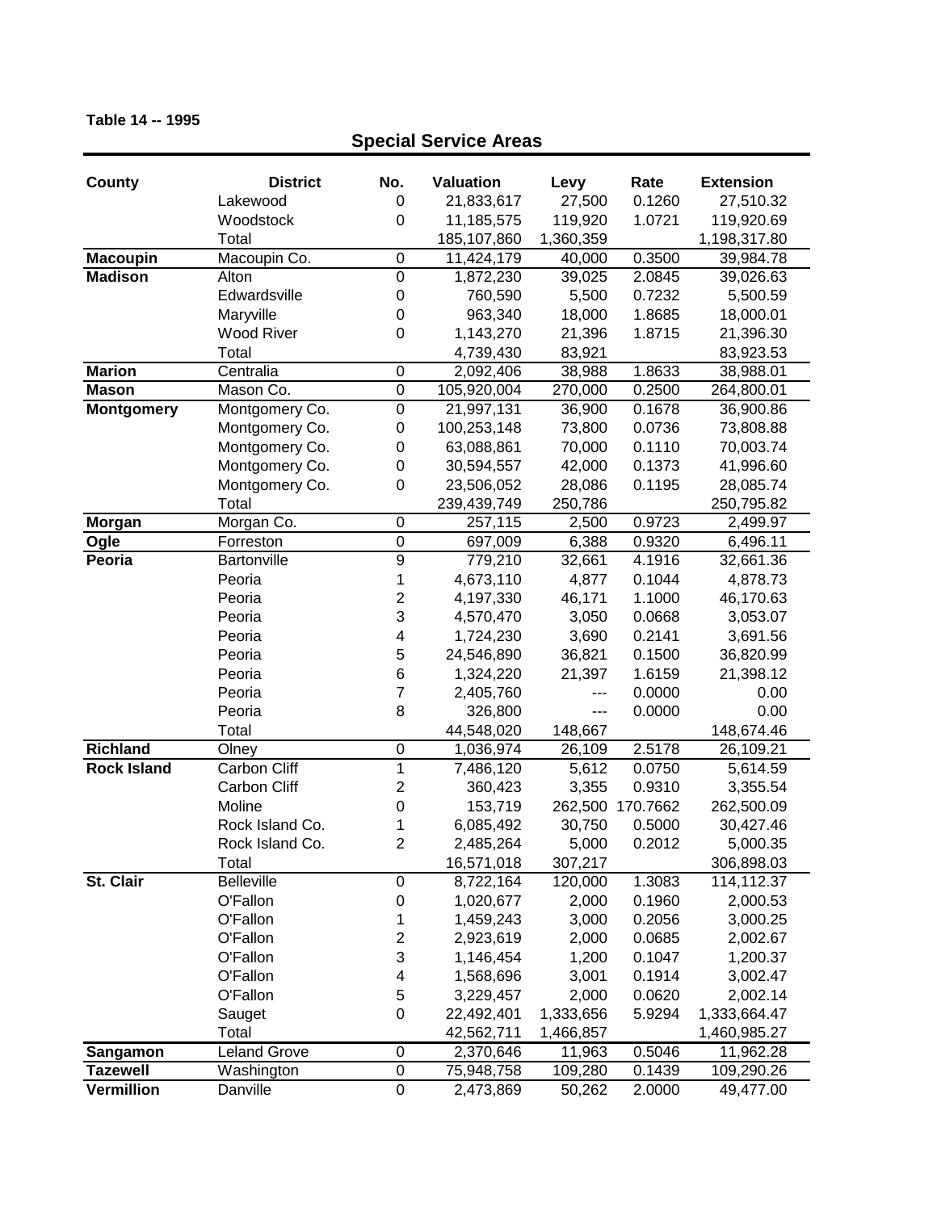**Table 14 -- 1995**

## Special Service Areas

| County | District | No. | Valuation | Levy | Rate | Extension |
|---|---|---|---|---|---|---|
| | Lakewood | 0 | 21,833,617 | 27,500 | 0.1260 | 27,510.32 |
| | Woodstock | 0 | 11,185,575 | 119,920 | 1.0721 | 119,920.69 |
| | Total | | 185,107,860 | 1,360,359 | | 1,198,317.80 |
| **Macoupin** | Macoupin Co. | 0 | 11,424,179 | 40,000 | 0.3500 | 39,984.78 |
| **Madison** | Alton | 0 | 1,872,230 | 39,025 | 2.0845 | 39,026.63 |
| | Edwardsville | 0 | 760,590 | 5,500 | 0.7232 | 5,500.59 |
| | Maryville | 0 | 963,340 | 18,000 | 1.8685 | 18,000.01 |
| | Wood River | 0 | 1,143,270 | 21,396 | 1.8715 | 21,396.30 |
| | Total | | 4,739,430 | 83,921 | | 83,923.53 |
| **Marion** | Centralia | 0 | 2,092,406 | 38,988 | 1.8633 | 38,988.01 |
| **Mason** | Mason Co. | 0 | 105,920,004 | 270,000 | 0.2500 | 264,800.01 |
| **Montgomery** | Montgomery Co. | 0 | 21,997,131 | 36,900 | 0.1678 | 36,900.86 |
| | Montgomery Co. | 0 | 100,253,148 | 73,800 | 0.0736 | 73,808.88 |
| | Montgomery Co. | 0 | 63,088,861 | 70,000 | 0.1110 | 70,003.74 |
| | Montgomery Co. | 0 | 30,594,557 | 42,000 | 0.1373 | 41,996.60 |
| | Montgomery Co. | 0 | 23,506,052 | 28,086 | 0.1195 | 28,085.74 |
| | Total | | 239,439,749 | 250,786 | | 250,795.82 |
| **Morgan** | Morgan Co. | 0 | 257,115 | 2,500 | 0.9723 | 2,499.97 |
| **Ogle** | Forreston | 0 | 697,009 | 6,388 | 0.9320 | 6,496.11 |
| **Peoria** | Bartonville | 9 | 779,210 | 32,661 | 4.1916 | 32,661.36 |
| | Peoria | 1 | 4,673,110 | 4,877 | 0.1044 | 4,878.73 |
| | Peoria | 2 | 4,197,330 | 46,171 | 1.1000 | 46,170.63 |
| | Peoria | 3 | 4,570,470 | 3,050 | 0.0668 | 3,053.07 |
| | Peoria | 4 | 1,724,230 | 3,690 | 0.2141 | 3,691.56 |
| | Peoria | 5 | 24,546,890 | 36,821 | 0.1500 | 36,820.99 |
| | Peoria | 6 | 1,324,220 | 21,397 | 1.6159 | 21,398.12 |
| | Peoria | 7 | 2,405,760 | --- | 0.0000 | 0.00 |
| | Peoria | 8 | 326,800 | --- | 0.0000 | 0.00 |
| | Total | | 44,548,020 | 148,667 | | 148,674.46 |
| **Richland** | Olney | 0 | 1,036,974 | 26,109 | 2.5178 | 26,109.21 |
| **Rock Island** | Carbon Cliff | 1 | 7,486,120 | 5,612 | 0.0750 | 5,614.59 |
| | Carbon Cliff | 2 | 360,423 | 3,355 | 0.9310 | 3,355.54 |
| | Moline | 0 | 153,719 | 262,500 | 170.7662 | 262,500.09 |
| | Rock Island Co. | 1 | 6,085,492 | 30,750 | 0.5000 | 30,427.46 |
| | Rock Island Co. | 2 | 2,485,264 | 5,000 | 0.2012 | 5,000.35 |
| | Total | | 16,571,018 | 307,217 | | 306,898.03 |
| **St. Clair** | Belleville | 0 | 8,722,164 | 120,000 | 1.3083 | 114,112.37 |
| | O'Fallon | 0 | 1,020,677 | 2,000 | 0.1960 | 2,000.53 |
| | O'Fallon | 1 | 1,459,243 | 3,000 | 0.2056 | 3,000.25 |
| | O'Fallon | 2 | 2,923,619 | 2,000 | 0.0685 | 2,002.67 |
| | O'Fallon | 3 | 1,146,454 | 1,200 | 0.1047 | 1,200.37 |
| | O'Fallon | 4 | 1,568,696 | 3,001 | 0.1914 | 3,002.47 |
| | O'Fallon | 5 | 3,229,457 | 2,000 | 0.0620 | 2,002.14 |
| | Sauget | 0 | 22,492,401 | 1,333,656 | 5.9294 | 1,333,664.47 |
| | Total | | 42,562,711 | 1,466,857 | | 1,460,985.27 |
| **Sangamon** | Leland Grove | 0 | 2,370,646 | 11,963 | 0.5046 | 11,962.28 |
| **Tazewell** | Washington | 0 | 75,948,758 | 109,280 | 0.1439 | 109,290.26 |
| **Vermillion** | Danville | 0 | 2,473,869 | 50,262 | 2.0000 | 49,477.00 |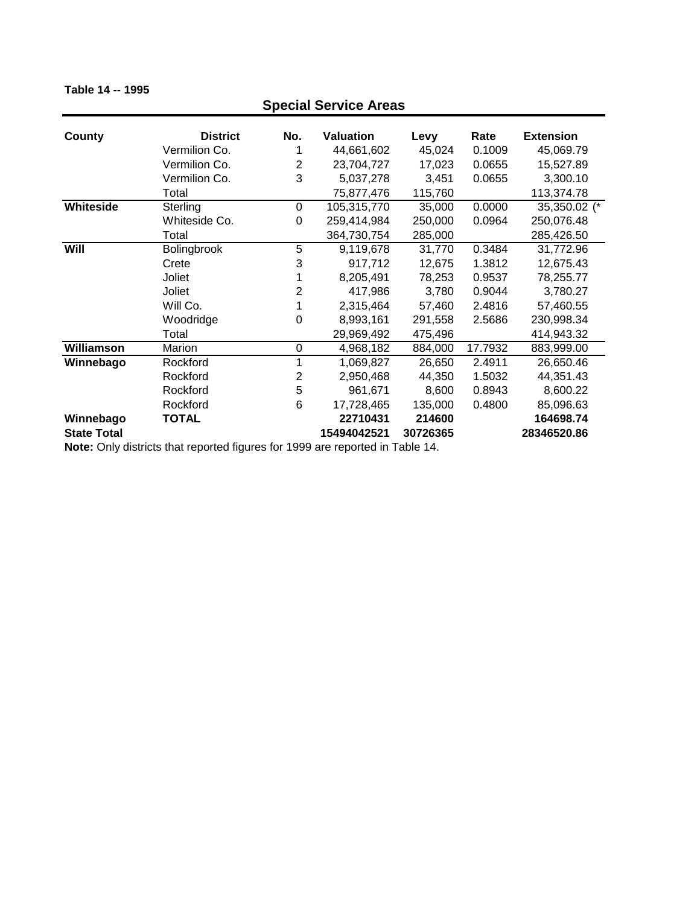**Table 14 -- 1995**

## Special Service Areas

| County | District | No. | Valuation | Levy | Rate | Extension |
|---|---|---|---|---|---|---|
| | Vermilion Co. | 1 | 44,661,602 | 45,024 | 0.1009 | 45,069.79 |
| | Vermilion Co. | 2 | 23,704,727 | 17,023 | 0.0655 | 15,527.89 |
| | Vermilion Co. | 3 | 5,037,278 | 3,451 | 0.0655 | 3,300.10 |
| | Total | | 75,877,476 | 115,760 | | 113,374.78 |
| **Whiteside** | Sterling | 0 | 105,315,770 | 35,000 | 0.0000 | 35,350.02 (* |
| | Whiteside Co. | 0 | 259,414,984 | 250,000 | 0.0964 | 250,076.48 |
| | Total | | 364,730,754 | 285,000 | | 285,426.50 |
| **Will** | Bolingbrook | 5 | 9,119,678 | 31,770 | 0.3484 | 31,772.96 |
| | Crete | 3 | 917,712 | 12,675 | 1.3812 | 12,675.43 |
| | Joliet | 1 | 8,205,491 | 78,253 | 0.9537 | 78,255.77 |
| | Joliet | 2 | 417,986 | 3,780 | 0.9044 | 3,780.27 |
| | Will Co. | 1 | 2,315,464 | 57,460 | 2.4816 | 57,460.55 |
| | Woodridge | 0 | 8,993,161 | 291,558 | 2.5686 | 230,998.34 |
| | Total | | 29,969,492 | 475,496 | | 414,943.32 |
| **Williamson** | Marion | 0 | 4,968,182 | 884,000 | 17.7932 | 883,999.00 |
| **Winnebago** | Rockford | 1 | 1,069,827 | 26,650 | 2.4911 | 26,650.46 |
| | Rockford | 2 | 2,950,468 | 44,350 | 1.5032 | 44,351.43 |
| | Rockford | 5 | 961,671 | 8,600 | 0.8943 | 8,600.22 |
| | Rockford | 6 | 17,728,465 | 135,000 | 0.4800 | 85,096.63 |
| **Winnebago** | **TOTAL** | | **22710431** | **214600** | | **164698.74** |
| **State Total** | | | **15494042521** | **30726365** | | **28346520.86** |

**Note:** Only districts that reported figures for 1999 are reported in Table 14.